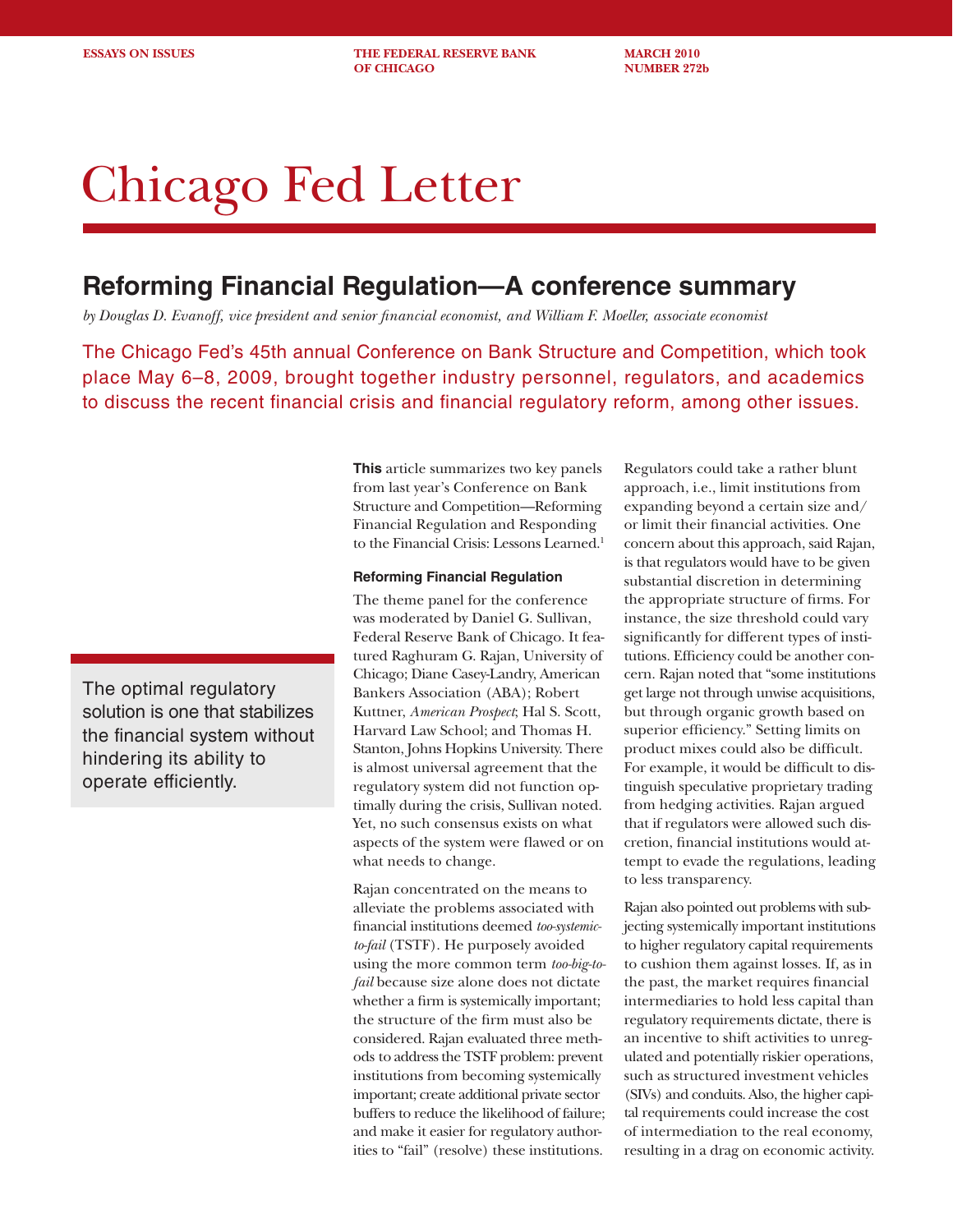ESSAYS ON ISSUES — THE FEDERAL RESERVE BANK OF CHICAGO — MARCH 2010 NUMBER 272b

# Chicago Fed Letter

## Reforming Financial Regulation—A conference summary

*by Douglas D. Evanoff, vice president and senior financial economist, and William F. Moeller, associate economist*

The Chicago Fed's 45th annual Conference on Bank Structure and Competition, which took place May 6–8, 2009, brought together industry personnel, regulators, and academics to discuss the recent financial crisis and financial regulatory reform, among other issues.

**This** article summarizes two key panels from last year's Conference on Bank Structure and Competition—Reforming Financial Regulation and Responding to the Financial Crisis: Lessons Learned.[1]

### Reforming Financial Regulation

The theme panel for the conference was moderated by Daniel G. Sullivan, Federal Reserve Bank of Chicago. It featured Raghuram G. Rajan, University of Chicago; Diane Casey-Landry, American Bankers Association (ABA); Robert Kuttner, *American Prospect*; Hal S. Scott, Harvard Law School; and Thomas H. Stanton, Johns Hopkins University. There is almost universal agreement that the regulatory system did not function optimally during the crisis, Sullivan noted. Yet, no such consensus exists on what aspects of the system were flawed or on what needs to change.

Rajan concentrated on the means to alleviate the problems associated with financial institutions deemed *too-systemic-to-fail* (TSTF). He purposely avoided using the more common term *too-big-to-fail* because size alone does not dictate whether a firm is systemically important; the structure of the firm must also be considered. Rajan evaluated three methods to address the TSTF problem: prevent institutions from becoming systemically important; create additional private sector buffers to reduce the likelihood of failure; and make it easier for regulatory authorities to "fail" (resolve) these institutions.

Regulators could take a rather blunt approach, i.e., limit institutions from expanding beyond a certain size and/or limit their financial activities. One concern about this approach, said Rajan, is that regulators would have to be given substantial discretion in determining the appropriate structure of firms. For instance, the size threshold could vary significantly for different types of institutions. Efficiency could be another concern. Rajan noted that "some institutions get large not through unwise acquisitions, but through organic growth based on superior efficiency." Setting limits on product mixes could also be difficult. For example, it would be difficult to distinguish speculative proprietary trading from hedging activities. Rajan argued that if regulators were allowed such discretion, financial institutions would attempt to evade the regulations, leading to less transparency.

> The optimal regulatory solution is one that stabilizes the financial system without hindering its ability to operate efficiently.

Rajan also pointed out problems with subjecting systemically important institutions to higher regulatory capital requirements to cushion them against losses. If, as in the past, the market requires financial intermediaries to hold less capital than regulatory requirements dictate, there is an incentive to shift activities to unregulated and potentially riskier operations, such as structured investment vehicles (SIVs) and conduits. Also, the higher capital requirements could increase the cost of intermediation to the real economy, resulting in a drag on economic activity.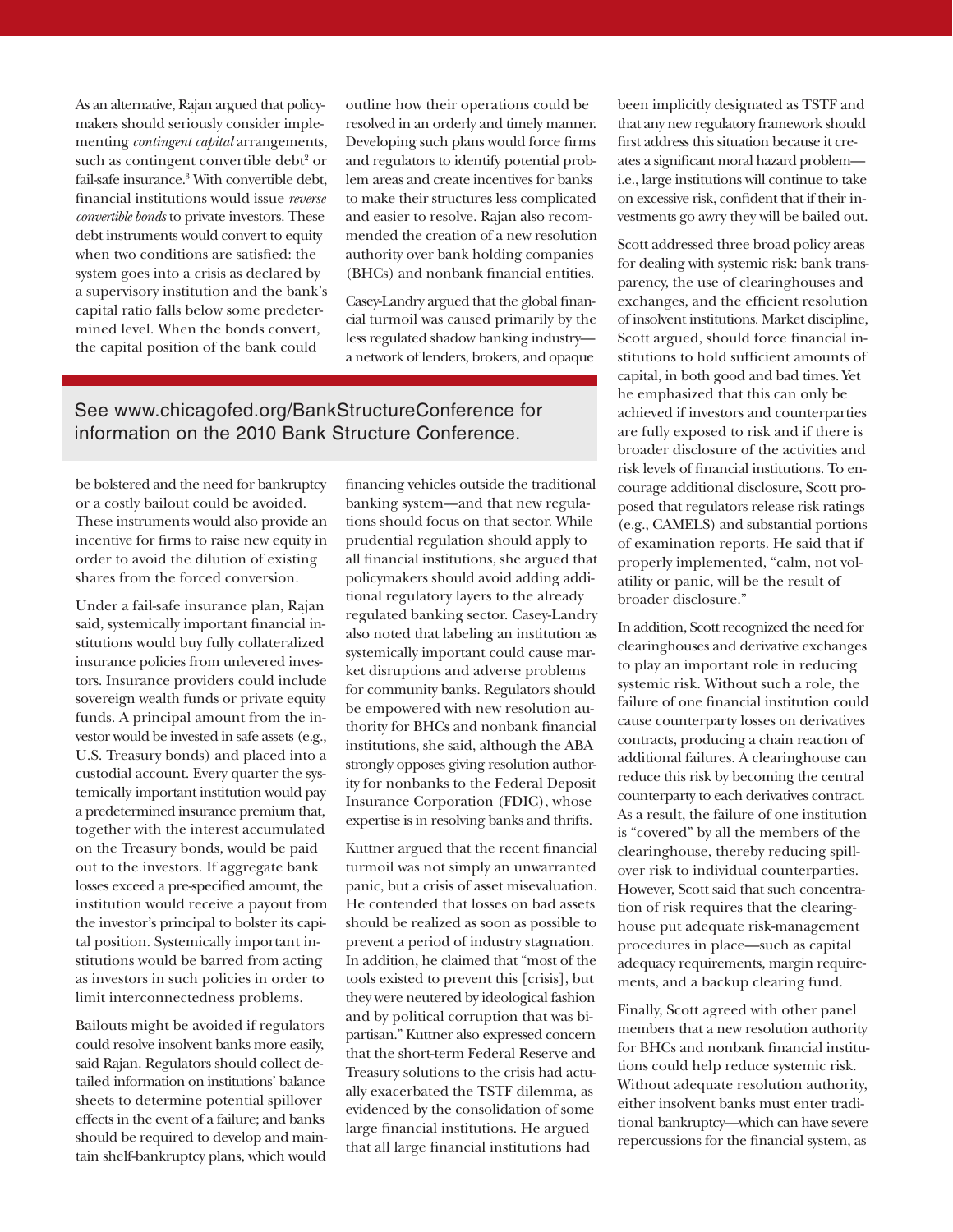As an alternative, Rajan argued that policymakers should seriously consider implementing *contingent capital* arrangements, such as contingent convertible debt[2] or fail-safe insurance.[3] With convertible debt, financial institutions would issue *reverse convertible bonds* to private investors. These debt instruments would convert to equity when two conditions are satisfied: the system goes into a crisis as declared by a supervisory institution and the bank's capital ratio falls below some predetermined level. When the bonds convert, the capital position of the bank could be bolstered and the need for bankruptcy or a costly bailout could be avoided. These instruments would also provide an incentive for firms to raise new equity in order to avoid the dilution of existing shares from the forced conversion.

Under a fail-safe insurance plan, Rajan said, systemically important financial institutions would buy fully collateralized insurance policies from unlevered investors. Insurance providers could include sovereign wealth funds or private equity funds. A principal amount from the investor would be invested in safe assets (e.g., U.S. Treasury bonds) and placed into a custodial account. Every quarter the systemically important institution would pay a predetermined insurance premium that, together with the interest accumulated on the Treasury bonds, would be paid out to the investors. If aggregate bank losses exceed a pre-specified amount, the institution would receive a payout from the investor's principal to bolster its capital position. Systemically important institutions would be barred from acting as investors in such policies in order to limit interconnectedness problems.

Bailouts might be avoided if regulators could resolve insolvent banks more easily, said Rajan. Regulators should collect detailed information on institutions' balance sheets to determine potential spillover effects in the event of a failure; and banks should be required to develop and maintain shelf-bankruptcy plans, which would outline how their operations could be resolved in an orderly and timely manner. Developing such plans would force firms and regulators to identify potential problem areas and create incentives for banks to make their structures less complicated and easier to resolve. Rajan also recommended the creation of a new resolution authority over bank holding companies (BHCs) and nonbank financial entities.

Casey-Landry argued that the global financial turmoil was caused primarily by the less regulated shadow banking industry—a network of lenders, brokers, and opaque financing vehicles outside the traditional banking system—and that new regulations should focus on that sector. While prudential regulation should apply to all financial institutions, she argued that policymakers should avoid adding additional regulatory layers to the already regulated banking sector. Casey-Landry also noted that labeling an institution as systemically important could cause market disruptions and adverse problems for community banks. Regulators should be empowered with new resolution authority for BHCs and nonbank financial institutions, she said, although the ABA strongly opposes giving resolution authority for nonbanks to the Federal Deposit Insurance Corporation (FDIC), whose expertise is in resolving banks and thrifts.

Kuttner argued that the recent financial turmoil was not simply an unwarranted panic, but a crisis of asset misevaluation. He contended that losses on bad assets should be realized as soon as possible to prevent a period of industry stagnation. In addition, he claimed that "most of the tools existed to prevent this [crisis], but they were neutered by ideological fashion and by political corruption that was bipartisan." Kuttner also expressed concern that the short-term Federal Reserve and Treasury solutions to the crisis had actually exacerbated the TSTF dilemma, as evidenced by the consolidation of some large financial institutions. He argued that all large financial institutions had been implicitly designated as TSTF and that any new regulatory framework should first address this situation because it creates a significant moral hazard problem—i.e., large institutions will continue to take on excessive risk, confident that if their investments go awry they will be bailed out.

Scott addressed three broad policy areas for dealing with systemic risk: bank transparency, the use of clearinghouses and exchanges, and the efficient resolution of insolvent institutions. Market discipline, Scott argued, should force financial institutions to hold sufficient amounts of capital, in both good and bad times. Yet he emphasized that this can only be achieved if investors and counterparties are fully exposed to risk and if there is broader disclosure of the activities and risk levels of financial institutions. To encourage additional disclosure, Scott proposed that regulators release risk ratings (e.g., CAMELS) and substantial portions of examination reports. He said that if properly implemented, "calm, not volatility or panic, will be the result of broader disclosure."

In addition, Scott recognized the need for clearinghouses and derivative exchanges to play an important role in reducing systemic risk. Without such a role, the failure of one financial institution could cause counterparty losses on derivatives contracts, producing a chain reaction of additional failures. A clearinghouse can reduce this risk by becoming the central counterparty to each derivatives contract. As a result, the failure of one institution is "covered" by all the members of the clearinghouse, thereby reducing spillover risk to individual counterparties. However, Scott said that such concentration of risk requires that the clearinghouse put adequate risk-management procedures in place—such as capital adequacy requirements, margin requirements, and a backup clearing fund.

Finally, Scott agreed with other panel members that a new resolution authority for BHCs and nonbank financial institutions could help reduce systemic risk. Without adequate resolution authority, either insolvent banks must enter traditional bankruptcy—which can have severe repercussions for the financial system, as

See www.chicagofed.org/BankStructureConference for information on the 2010 Bank Structure Conference.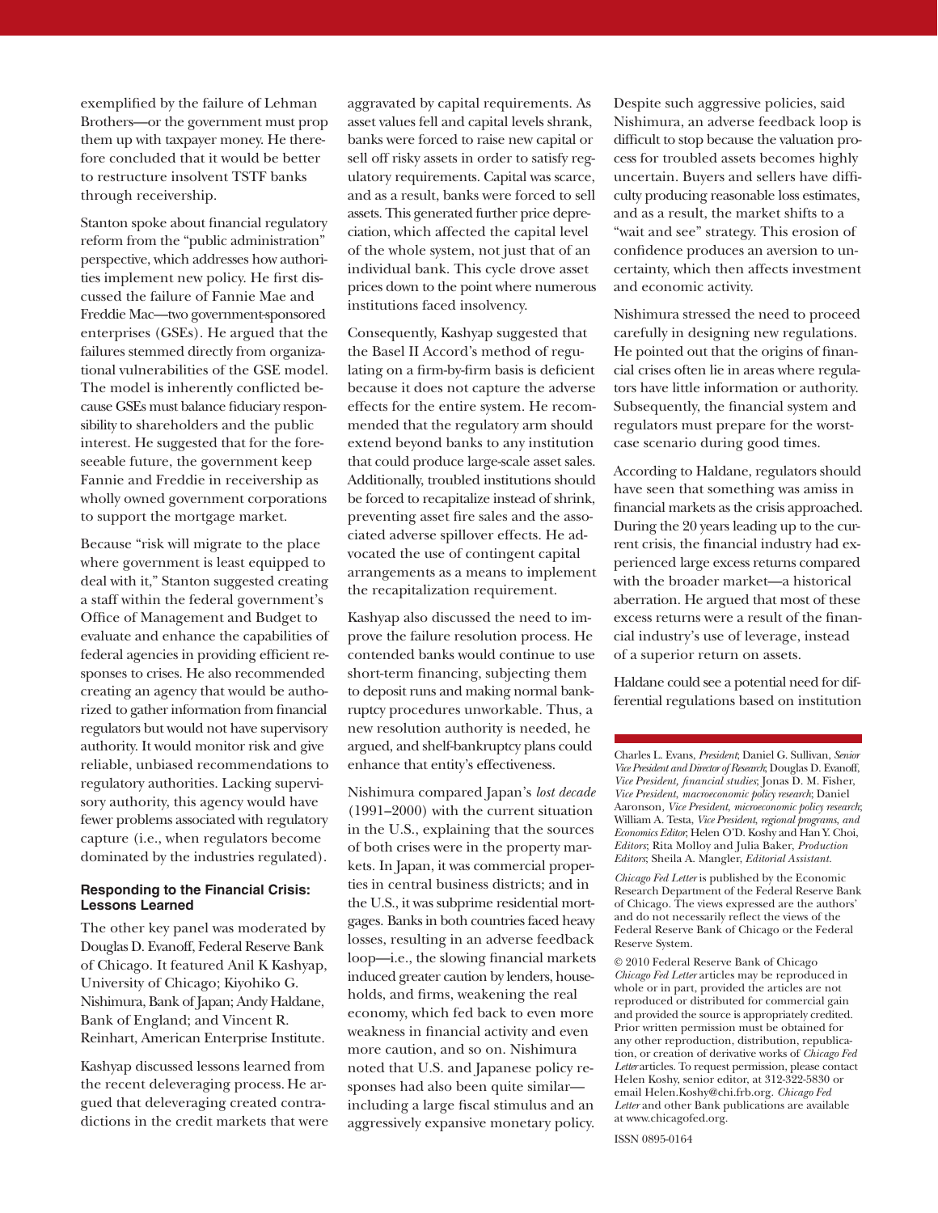exemplified by the failure of Lehman Brothers—or the government must prop them up with taxpayer money. He therefore concluded that it would be better to restructure insolvent TSTF banks through receivership.

Stanton spoke about financial regulatory reform from the "public administration" perspective, which addresses how authorities implement new policy. He first discussed the failure of Fannie Mae and Freddie Mac—two government-sponsored enterprises (GSEs). He argued that the failures stemmed directly from organizational vulnerabilities of the GSE model. The model is inherently conflicted because GSEs must balance fiduciary responsibility to shareholders and the public interest. He suggested that for the foreseeable future, the government keep Fannie and Freddie in receivership as wholly owned government corporations to support the mortgage market.

Because "risk will migrate to the place where government is least equipped to deal with it," Stanton suggested creating a staff within the federal government's Office of Management and Budget to evaluate and enhance the capabilities of federal agencies in providing efficient responses to crises. He also recommended creating an agency that would be authorized to gather information from financial regulators but would not have supervisory authority. It would monitor risk and give reliable, unbiased recommendations to regulatory authorities. Lacking supervisory authority, this agency would have fewer problems associated with regulatory capture (i.e., when regulators become dominated by the industries regulated).

### Responding to the Financial Crisis: Lessons Learned

The other key panel was moderated by Douglas D. Evanoff, Federal Reserve Bank of Chicago. It featured Anil K Kashyap, University of Chicago; Kiyohiko G. Nishimura, Bank of Japan; Andy Haldane, Bank of England; and Vincent R. Reinhart, American Enterprise Institute.

Kashyap discussed lessons learned from the recent deleveraging process. He argued that deleveraging created contradictions in the credit markets that were aggravated by capital requirements. As asset values fell and capital levels shrank, banks were forced to raise new capital or sell off risky assets in order to satisfy regulatory requirements. Capital was scarce, and as a result, banks were forced to sell assets. This generated further price depreciation, which affected the capital level of the whole system, not just that of an individual bank. This cycle drove asset prices down to the point where numerous institutions faced insolvency.

Consequently, Kashyap suggested that the Basel II Accord's method of regulating on a firm-by-firm basis is deficient because it does not capture the adverse effects for the entire system. He recommended that the regulatory arm should extend beyond banks to any institution that could produce large-scale asset sales. Additionally, troubled institutions should be forced to recapitalize instead of shrink, preventing asset fire sales and the associated adverse spillover effects. He advocated the use of contingent capital arrangements as a means to implement the recapitalization requirement.

Kashyap also discussed the need to improve the failure resolution process. He contended banks would continue to use short-term financing, subjecting them to deposit runs and making normal bankruptcy procedures unworkable. Thus, a new resolution authority is needed, he argued, and shelf-bankruptcy plans could enhance that entity's effectiveness.

Nishimura compared Japan's *lost decade* (1991–2000) with the current situation in the U.S., explaining that the sources of both crises were in the property markets. In Japan, it was commercial properties in central business districts; and in the U.S., it was subprime residential mortgages. Banks in both countries faced heavy losses, resulting in an adverse feedback loop—i.e., the slowing financial markets induced greater caution by lenders, households, and firms, weakening the real economy, which fed back to even more weakness in financial activity and even more caution, and so on. Nishimura noted that U.S. and Japanese policy responses had also been quite similar—including a large fiscal stimulus and an aggressively expansive monetary policy.

Despite such aggressive policies, said Nishimura, an adverse feedback loop is difficult to stop because the valuation process for troubled assets becomes highly uncertain. Buyers and sellers have difficulty producing reasonable loss estimates, and as a result, the market shifts to a "wait and see" strategy. This erosion of confidence produces an aversion to uncertainty, which then affects investment and economic activity.

Nishimura stressed the need to proceed carefully in designing new regulations. He pointed out that the origins of financial crises often lie in areas where regulators have little information or authority. Subsequently, the financial system and regulators must prepare for the worst-case scenario during good times.

According to Haldane, regulators should have seen that something was amiss in financial markets as the crisis approached. During the 20 years leading up to the current crisis, the financial industry had experienced large excess returns compared with the broader market—a historical aberration. He argued that most of these excess returns were a result of the financial industry's use of leverage, instead of a superior return on assets.

Haldane could see a potential need for differential regulations based on institution

---

Charles L. Evans, *President*; Daniel G. Sullivan, *Senior Vice President and Director of Research*; Douglas D. Evanoff, *Vice President, financial studies*; Jonas D. M. Fisher, *Vice President, macroeconomic policy research*; Daniel Aaronson, *Vice President, microeconomic policy research*; William A. Testa, *Vice President, regional programs, and Economics Editor*; Helen O'D. Koshy and Han Y. Choi, *Editors*; Rita Molloy and Julia Baker, *Production Editors*; Sheila A. Mangler, *Editorial Assistant.*

*Chicago Fed Letter* is published by the Economic Research Department of the Federal Reserve Bank of Chicago. The views expressed are the authors' and do not necessarily reflect the views of the Federal Reserve Bank of Chicago or the Federal Reserve System.

© 2010 Federal Reserve Bank of Chicago
*Chicago Fed Letter* articles may be reproduced in whole or in part, provided the articles are not reproduced or distributed for commercial gain and provided the source is appropriately credited. Prior written permission must be obtained for any other reproduction, distribution, republication, or creation of derivative works of *Chicago Fed Letter* articles. To request permission, please contact Helen Koshy, senior editor, at 312-322-5830 or email Helen.Koshy@chi.frb.org. *Chicago Fed Letter* and other Bank publications are available at www.chicagofed.org.

ISSN 0895-0164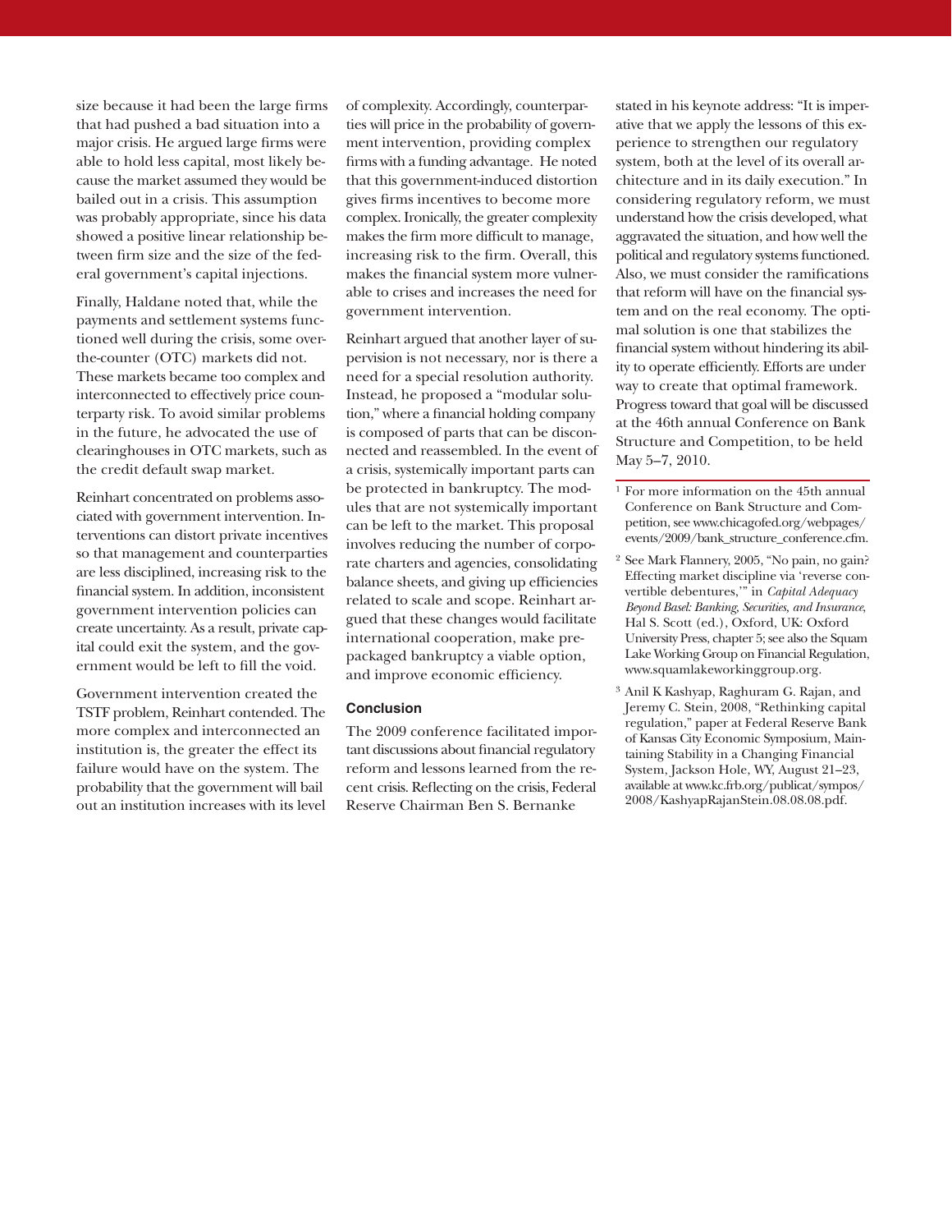size because it had been the large firms that had pushed a bad situation into a major crisis. He argued large firms were able to hold less capital, most likely because the market assumed they would be bailed out in a crisis. This assumption was probably appropriate, since his data showed a positive linear relationship between firm size and the size of the federal government's capital injections.

Finally, Haldane noted that, while the payments and settlement systems functioned well during the crisis, some over-the-counter (OTC) markets did not. These markets became too complex and interconnected to effectively price counterparty risk. To avoid similar problems in the future, he advocated the use of clearinghouses in OTC markets, such as the credit default swap market.

Reinhart concentrated on problems associated with government intervention. Interventions can distort private incentives so that management and counterparties are less disciplined, increasing risk to the financial system. In addition, inconsistent government intervention policies can create uncertainty. As a result, private capital could exit the system, and the government would be left to fill the void.

Government intervention created the TSTF problem, Reinhart contended. The more complex and interconnected an institution is, the greater the effect its failure would have on the system. The probability that the government will bail out an institution increases with its level of complexity. Accordingly, counterparties will price in the probability of government intervention, providing complex firms with a funding advantage. He noted that this government-induced distortion gives firms incentives to become more complex. Ironically, the greater complexity makes the firm more difficult to manage, increasing risk to the firm. Overall, this makes the financial system more vulnerable to crises and increases the need for government intervention.

Reinhart argued that another layer of supervision is not necessary, nor is there a need for a special resolution authority. Instead, he proposed a "modular solution," where a financial holding company is composed of parts that can be disconnected and reassembled. In the event of a crisis, systemically important parts can be protected in bankruptcy. The modules that are not systemically important can be left to the market. This proposal involves reducing the number of corporate charters and agencies, consolidating balance sheets, and giving up efficiencies related to scale and scope. Reinhart argued that these changes would facilitate international cooperation, make prepackaged bankruptcy a viable option, and improve economic efficiency.

## Conclusion

The 2009 conference facilitated important discussions about financial regulatory reform and lessons learned from the recent crisis. Reflecting on the crisis, Federal Reserve Chairman Ben S. Bernanke stated in his keynote address: "It is imperative that we apply the lessons of this experience to strengthen our regulatory system, both at the level of its overall architecture and in its daily execution." In considering regulatory reform, we must understand how the crisis developed, what aggravated the situation, and how well the political and regulatory systems functioned. Also, we must consider the ramifications that reform will have on the financial system and on the real economy. The optimal solution is one that stabilizes the financial system without hindering its ability to operate efficiently. Efforts are under way to create that optimal framework. Progress toward that goal will be discussed at the 46th annual Conference on Bank Structure and Competition, to be held May 5–7, 2010.

---

[1] For more information on the 45th annual Conference on Bank Structure and Competition, see www.chicagofed.org/webpages/events/2009/bank_structure_conference.cfm.

[2] See Mark Flannery, 2005, "No pain, no gain? Effecting market discipline via 'reverse convertible debentures,'" in *Capital Adequacy Beyond Basel: Banking, Securities, and Insurance*, Hal S. Scott (ed.), Oxford, UK: Oxford University Press, chapter 5; see also the Squam Lake Working Group on Financial Regulation, www.squamlakeworkinggroup.org.

[3] Anil K Kashyap, Raghuram G. Rajan, and Jeremy C. Stein, 2008, "Rethinking capital regulation," paper at Federal Reserve Bank of Kansas City Economic Symposium, Maintaining Stability in a Changing Financial System, Jackson Hole, WY, August 21–23, available at www.kc.frb.org/publicat/sympos/2008/KashyapRajanStein.08.08.08.pdf.